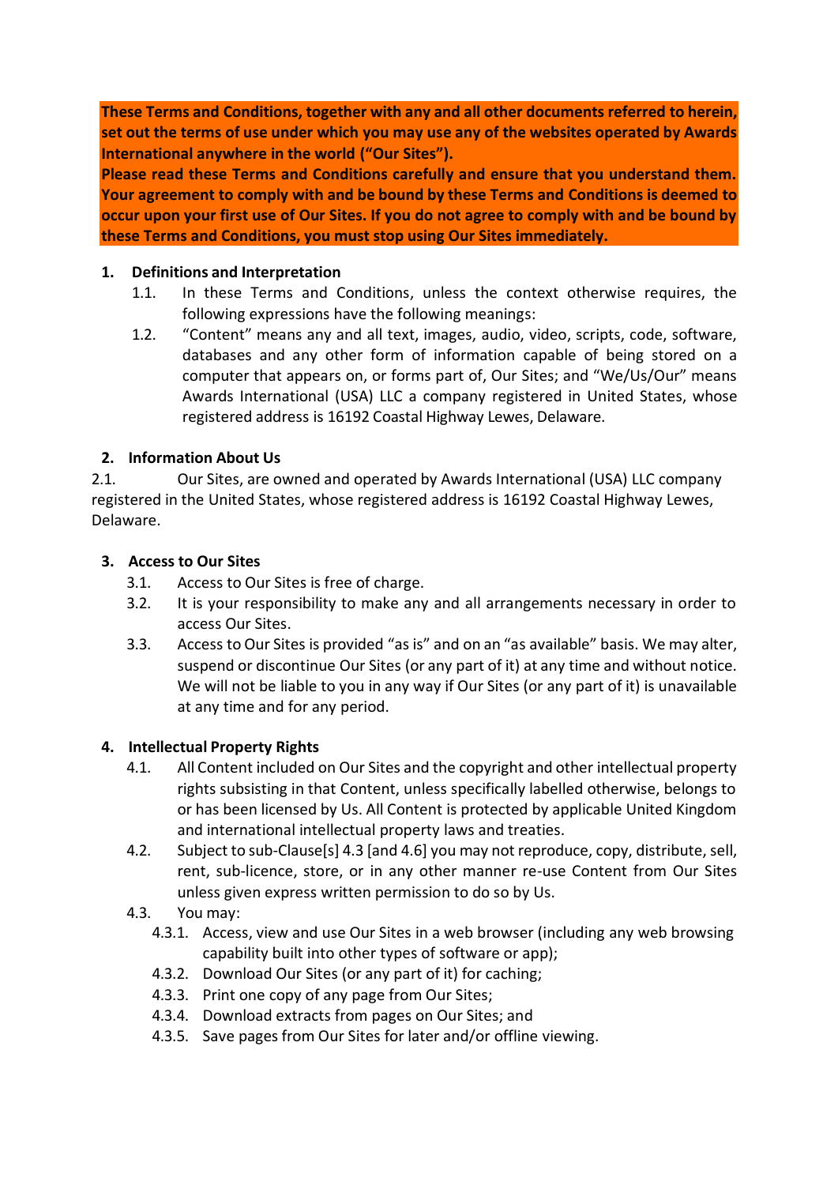**These Terms and Conditions, together with any and all other documents referred to herein, set out the terms of use under which you may use any of the websites operated by Awards International anywhere in the world ("Our Sites").**
**Please read these Terms and Conditions carefully and ensure that you understand them. Your agreement to comply with and be bound by these Terms and Conditions is deemed to occur upon your first use of Our Sites. If you do not agree to comply with and be bound by these Terms and Conditions, you must stop using Our Sites immediately.**

## 1. Definitions and Interpretation

1.1. In these Terms and Conditions, unless the context otherwise requires, the following expressions have the following meanings:

1.2. "Content" means any and all text, images, audio, video, scripts, code, software, databases and any other form of information capable of being stored on a computer that appears on, or forms part of, Our Sites; and "We/Us/Our" means Awards International (USA) LLC a company registered in United States, whose registered address is 16192 Coastal Highway Lewes, Delaware.

## 2. Information About Us

2.1. Our Sites, are owned and operated by Awards International (USA) LLC company registered in the United States, whose registered address is 16192 Coastal Highway Lewes, Delaware.

## 3. Access to Our Sites

3.1. Access to Our Sites is free of charge.

3.2. It is your responsibility to make any and all arrangements necessary in order to access Our Sites.

3.3. Access to Our Sites is provided "as is" and on an "as available" basis. We may alter, suspend or discontinue Our Sites (or any part of it) at any time and without notice. We will not be liable to you in any way if Our Sites (or any part of it) is unavailable at any time and for any period.

## 4. Intellectual Property Rights

4.1. All Content included on Our Sites and the copyright and other intellectual property rights subsisting in that Content, unless specifically labelled otherwise, belongs to or has been licensed by Us. All Content is protected by applicable United Kingdom and international intellectual property laws and treaties.

4.2. Subject to sub-Clause[s] 4.3 [and 4.6] you may not reproduce, copy, distribute, sell, rent, sub-licence, store, or in any other manner re-use Content from Our Sites unless given express written permission to do so by Us.

4.3. You may:

- 4.3.1. Access, view and use Our Sites in a web browser (including any web browsing capability built into other types of software or app);
- 4.3.2. Download Our Sites (or any part of it) for caching;
- 4.3.3. Print one copy of any page from Our Sites;
- 4.3.4. Download extracts from pages on Our Sites; and
- 4.3.5. Save pages from Our Sites for later and/or offline viewing.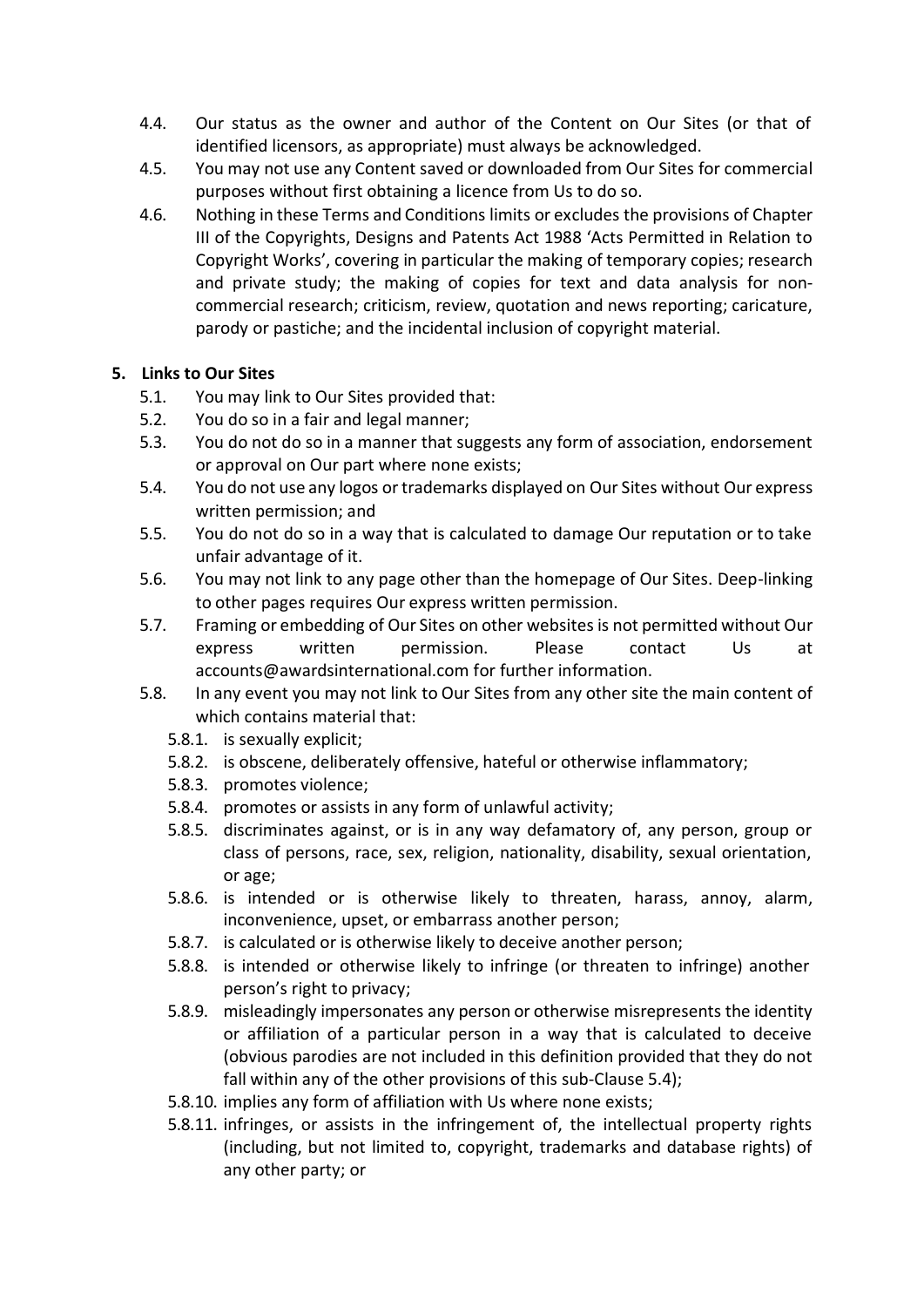4.4. Our status as the owner and author of the Content on Our Sites (or that of identified licensors, as appropriate) must always be acknowledged.

4.5. You may not use any Content saved or downloaded from Our Sites for commercial purposes without first obtaining a licence from Us to do so.

4.6. Nothing in these Terms and Conditions limits or excludes the provisions of Chapter III of the Copyrights, Designs and Patents Act 1988 'Acts Permitted in Relation to Copyright Works', covering in particular the making of temporary copies; research and private study; the making of copies for text and data analysis for non-commercial research; criticism, review, quotation and news reporting; caricature, parody or pastiche; and the incidental inclusion of copyright material.

**5. Links to Our Sites**

5.1. You may link to Our Sites provided that:

5.2. You do so in a fair and legal manner;

5.3. You do not do so in a manner that suggests any form of association, endorsement or approval on Our part where none exists;

5.4. You do not use any logos or trademarks displayed on Our Sites without Our express written permission; and

5.5. You do not do so in a way that is calculated to damage Our reputation or to take unfair advantage of it.

5.6. You may not link to any page other than the homepage of Our Sites. Deep-linking to other pages requires Our express written permission.

5.7. Framing or embedding of Our Sites on other websites is not permitted without Our express written permission. Please contact Us at accounts@awardsinternational.com for further information.

5.8. In any event you may not link to Our Sites from any other site the main content of which contains material that:

5.8.1. is sexually explicit;

5.8.2. is obscene, deliberately offensive, hateful or otherwise inflammatory;

5.8.3. promotes violence;

5.8.4. promotes or assists in any form of unlawful activity;

5.8.5. discriminates against, or is in any way defamatory of, any person, group or class of persons, race, sex, religion, nationality, disability, sexual orientation, or age;

5.8.6. is intended or is otherwise likely to threaten, harass, annoy, alarm, inconvenience, upset, or embarrass another person;

5.8.7. is calculated or is otherwise likely to deceive another person;

5.8.8. is intended or otherwise likely to infringe (or threaten to infringe) another person's right to privacy;

5.8.9. misleadingly impersonates any person or otherwise misrepresents the identity or affiliation of a particular person in a way that is calculated to deceive (obvious parodies are not included in this definition provided that they do not fall within any of the other provisions of this sub-Clause 5.4);

5.8.10. implies any form of affiliation with Us where none exists;

5.8.11. infringes, or assists in the infringement of, the intellectual property rights (including, but not limited to, copyright, trademarks and database rights) of any other party; or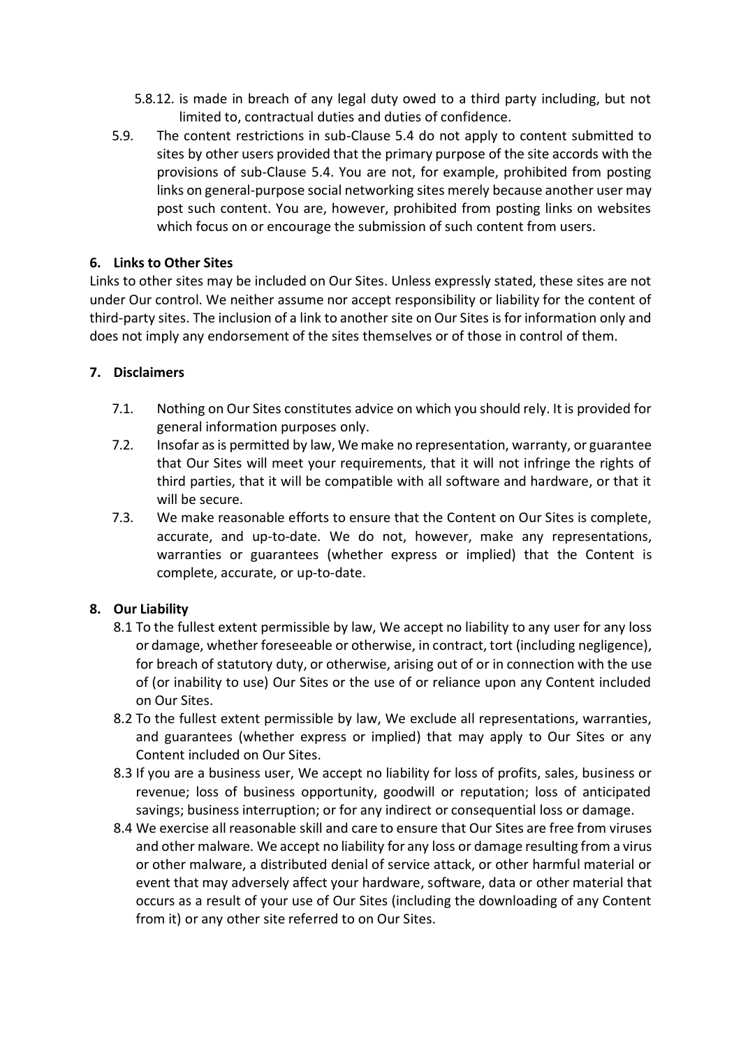5.8.12. is made in breach of any legal duty owed to a third party including, but not limited to, contractual duties and duties of confidence.

5.9. The content restrictions in sub-Clause 5.4 do not apply to content submitted to sites by other users provided that the primary purpose of the site accords with the provisions of sub-Clause 5.4. You are not, for example, prohibited from posting links on general-purpose social networking sites merely because another user may post such content. You are, however, prohibited from posting links on websites which focus on or encourage the submission of such content from users.

## 6. Links to Other Sites

Links to other sites may be included on Our Sites. Unless expressly stated, these sites are not under Our control. We neither assume nor accept responsibility or liability for the content of third-party sites. The inclusion of a link to another site on Our Sites is for information only and does not imply any endorsement of the sites themselves or of those in control of them.

## 7. Disclaimers

7.1. Nothing on Our Sites constitutes advice on which you should rely. It is provided for general information purposes only.

7.2. Insofar as is permitted by law, We make no representation, warranty, or guarantee that Our Sites will meet your requirements, that it will not infringe the rights of third parties, that it will be compatible with all software and hardware, or that it will be secure.

7.3. We make reasonable efforts to ensure that the Content on Our Sites is complete, accurate, and up-to-date. We do not, however, make any representations, warranties or guarantees (whether express or implied) that the Content is complete, accurate, or up-to-date.

## 8. Our Liability

8.1 To the fullest extent permissible by law, We accept no liability to any user for any loss or damage, whether foreseeable or otherwise, in contract, tort (including negligence), for breach of statutory duty, or otherwise, arising out of or in connection with the use of (or inability to use) Our Sites or the use of or reliance upon any Content included on Our Sites.

8.2 To the fullest extent permissible by law, We exclude all representations, warranties, and guarantees (whether express or implied) that may apply to Our Sites or any Content included on Our Sites.

8.3 If you are a business user, We accept no liability for loss of profits, sales, business or revenue; loss of business opportunity, goodwill or reputation; loss of anticipated savings; business interruption; or for any indirect or consequential loss or damage.

8.4 We exercise all reasonable skill and care to ensure that Our Sites are free from viruses and other malware. We accept no liability for any loss or damage resulting from a virus or other malware, a distributed denial of service attack, or other harmful material or event that may adversely affect your hardware, software, data or other material that occurs as a result of your use of Our Sites (including the downloading of any Content from it) or any other site referred to on Our Sites.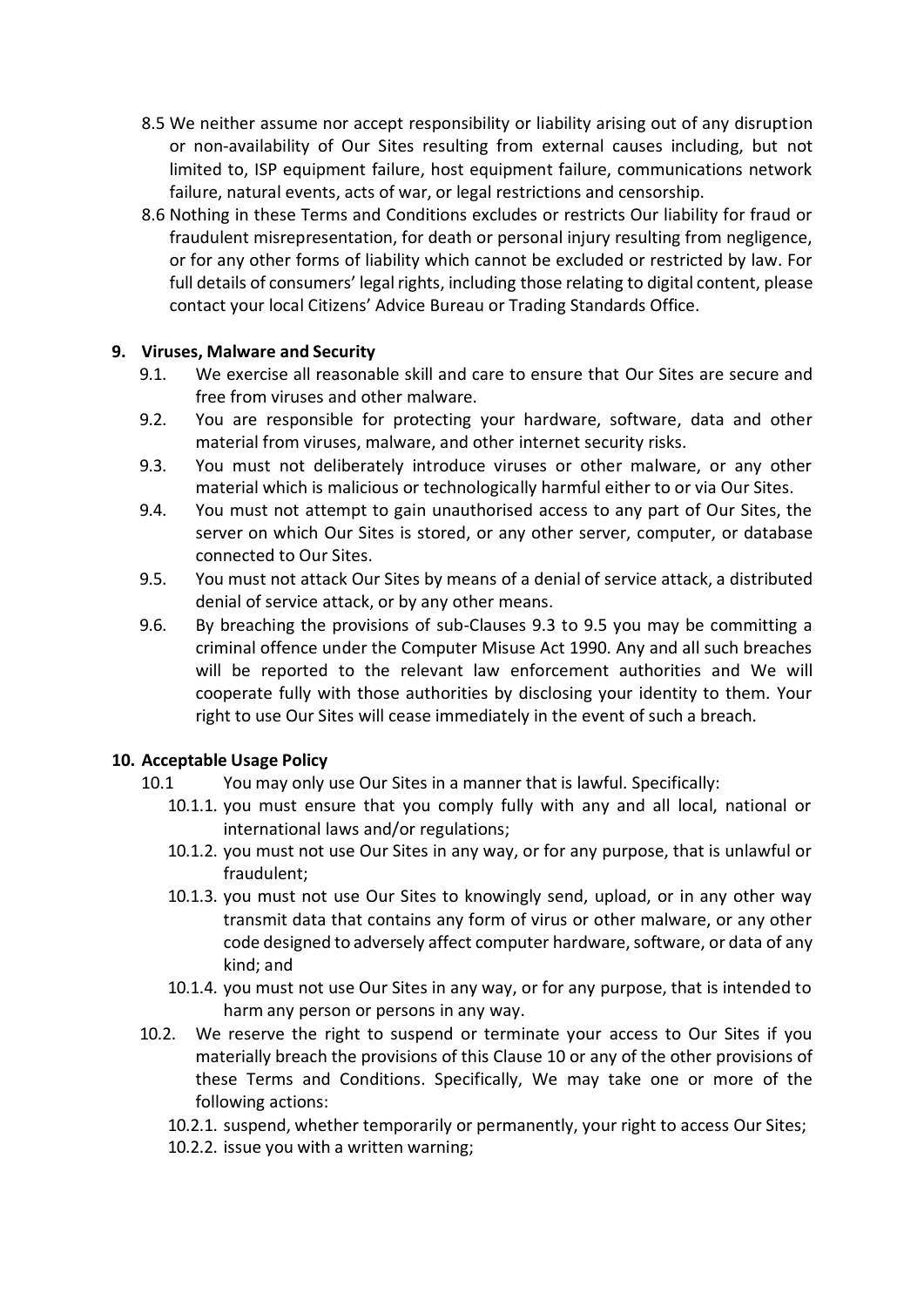8.5 We neither assume nor accept responsibility or liability arising out of any disruption or non-availability of Our Sites resulting from external causes including, but not limited to, ISP equipment failure, host equipment failure, communications network failure, natural events, acts of war, or legal restrictions and censorship.

8.6 Nothing in these Terms and Conditions excludes or restricts Our liability for fraud or fraudulent misrepresentation, for death or personal injury resulting from negligence, or for any other forms of liability which cannot be excluded or restricted by law. For full details of consumers' legal rights, including those relating to digital content, please contact your local Citizens' Advice Bureau or Trading Standards Office.

## 9. Viruses, Malware and Security

9.1. We exercise all reasonable skill and care to ensure that Our Sites are secure and free from viruses and other malware.

9.2. You are responsible for protecting your hardware, software, data and other material from viruses, malware, and other internet security risks.

9.3. You must not deliberately introduce viruses or other malware, or any other material which is malicious or technologically harmful either to or via Our Sites.

9.4. You must not attempt to gain unauthorised access to any part of Our Sites, the server on which Our Sites is stored, or any other server, computer, or database connected to Our Sites.

9.5. You must not attack Our Sites by means of a denial of service attack, a distributed denial of service attack, or by any other means.

9.6. By breaching the provisions of sub-Clauses 9.3 to 9.5 you may be committing a criminal offence under the Computer Misuse Act 1990. Any and all such breaches will be reported to the relevant law enforcement authorities and We will cooperate fully with those authorities by disclosing your identity to them. Your right to use Our Sites will cease immediately in the event of such a breach.

## 10. Acceptable Usage Policy

10.1 You may only use Our Sites in a manner that is lawful. Specifically:

10.1.1. you must ensure that you comply fully with any and all local, national or international laws and/or regulations;

10.1.2. you must not use Our Sites in any way, or for any purpose, that is unlawful or fraudulent;

10.1.3. you must not use Our Sites to knowingly send, upload, or in any other way transmit data that contains any form of virus or other malware, or any other code designed to adversely affect computer hardware, software, or data of any kind; and

10.1.4. you must not use Our Sites in any way, or for any purpose, that is intended to harm any person or persons in any way.

10.2. We reserve the right to suspend or terminate your access to Our Sites if you materially breach the provisions of this Clause 10 or any of the other provisions of these Terms and Conditions. Specifically, We may take one or more of the following actions:

10.2.1. suspend, whether temporarily or permanently, your right to access Our Sites;

10.2.2. issue you with a written warning;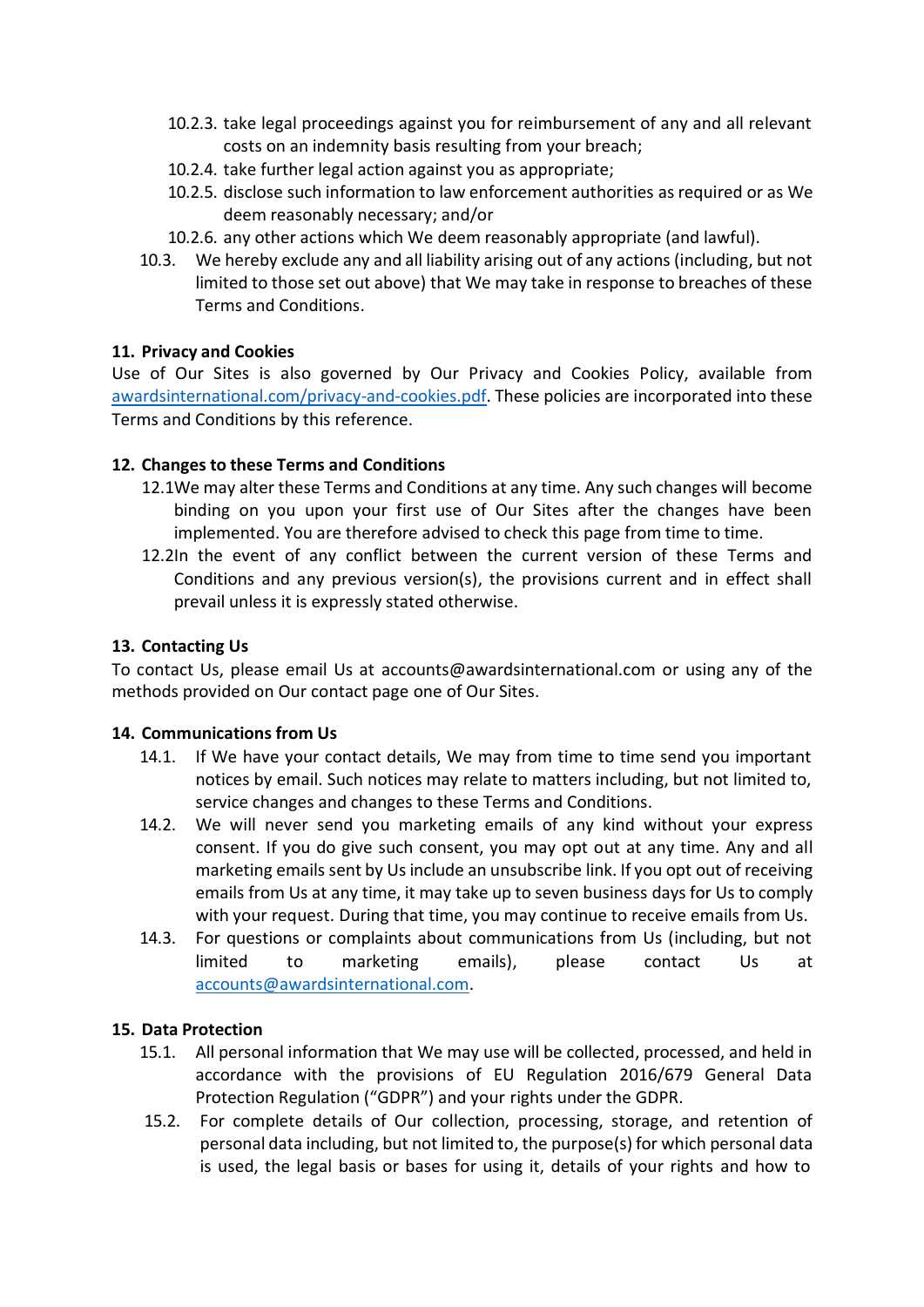10.2.3. take legal proceedings against you for reimbursement of any and all relevant costs on an indemnity basis resulting from your breach;

10.2.4. take further legal action against you as appropriate;

10.2.5. disclose such information to law enforcement authorities as required or as We deem reasonably necessary; and/or

10.2.6. any other actions which We deem reasonably appropriate (and lawful).

10.3. We hereby exclude any and all liability arising out of any actions (including, but not limited to those set out above) that We may take in response to breaches of these Terms and Conditions.

## 11. Privacy and Cookies

Use of Our Sites is also governed by Our Privacy and Cookies Policy, available from [awardsinternational.com/privacy-and-cookies.pdf](awardsinternational.com/privacy-and-cookies.pdf). These policies are incorporated into these Terms and Conditions by this reference.

## 12. Changes to these Terms and Conditions

12.1 We may alter these Terms and Conditions at any time. Any such changes will become binding on you upon your first use of Our Sites after the changes have been implemented. You are therefore advised to check this page from time to time.

12.2 In the event of any conflict between the current version of these Terms and Conditions and any previous version(s), the provisions current and in effect shall prevail unless it is expressly stated otherwise.

## 13. Contacting Us

To contact Us, please email Us at accounts@awardsinternational.com or using any of the methods provided on Our contact page one of Our Sites.

## 14. Communications from Us

14.1. If We have your contact details, We may from time to time send you important notices by email. Such notices may relate to matters including, but not limited to, service changes and changes to these Terms and Conditions.

14.2. We will never send you marketing emails of any kind without your express consent. If you do give such consent, you may opt out at any time. Any and all marketing emails sent by Us include an unsubscribe link. If you opt out of receiving emails from Us at any time, it may take up to seven business days for Us to comply with your request. During that time, you may continue to receive emails from Us.

14.3. For questions or complaints about communications from Us (including, but not limited to marketing emails), please contact Us at [accounts@awardsinternational.com](mailto:accounts@awardsinternational.com).

## 15. Data Protection

15.1. All personal information that We may use will be collected, processed, and held in accordance with the provisions of EU Regulation 2016/679 General Data Protection Regulation ("GDPR") and your rights under the GDPR.

15.2. For complete details of Our collection, processing, storage, and retention of personal data including, but not limited to, the purpose(s) for which personal data is used, the legal basis or bases for using it, details of your rights and how to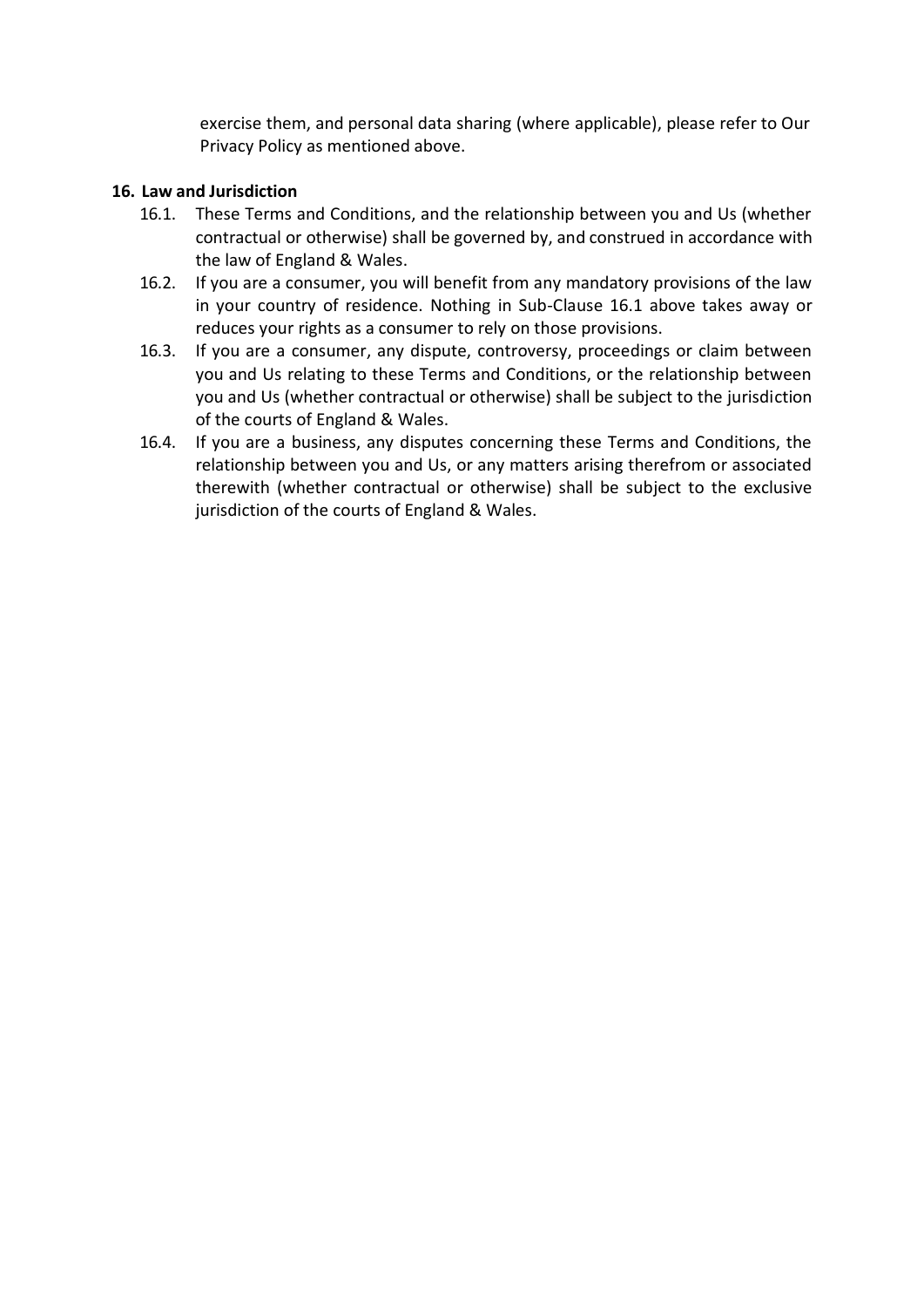exercise them, and personal data sharing (where applicable), please refer to Our Privacy Policy as mentioned above.

**16. Law and Jurisdiction**

16.1. These Terms and Conditions, and the relationship between you and Us (whether contractual or otherwise) shall be governed by, and construed in accordance with the law of England & Wales.

16.2. If you are a consumer, you will benefit from any mandatory provisions of the law in your country of residence. Nothing in Sub-Clause 16.1 above takes away or reduces your rights as a consumer to rely on those provisions.

16.3. If you are a consumer, any dispute, controversy, proceedings or claim between you and Us relating to these Terms and Conditions, or the relationship between you and Us (whether contractual or otherwise) shall be subject to the jurisdiction of the courts of England & Wales.

16.4. If you are a business, any disputes concerning these Terms and Conditions, the relationship between you and Us, or any matters arising therefrom or associated therewith (whether contractual or otherwise) shall be subject to the exclusive jurisdiction of the courts of England & Wales.